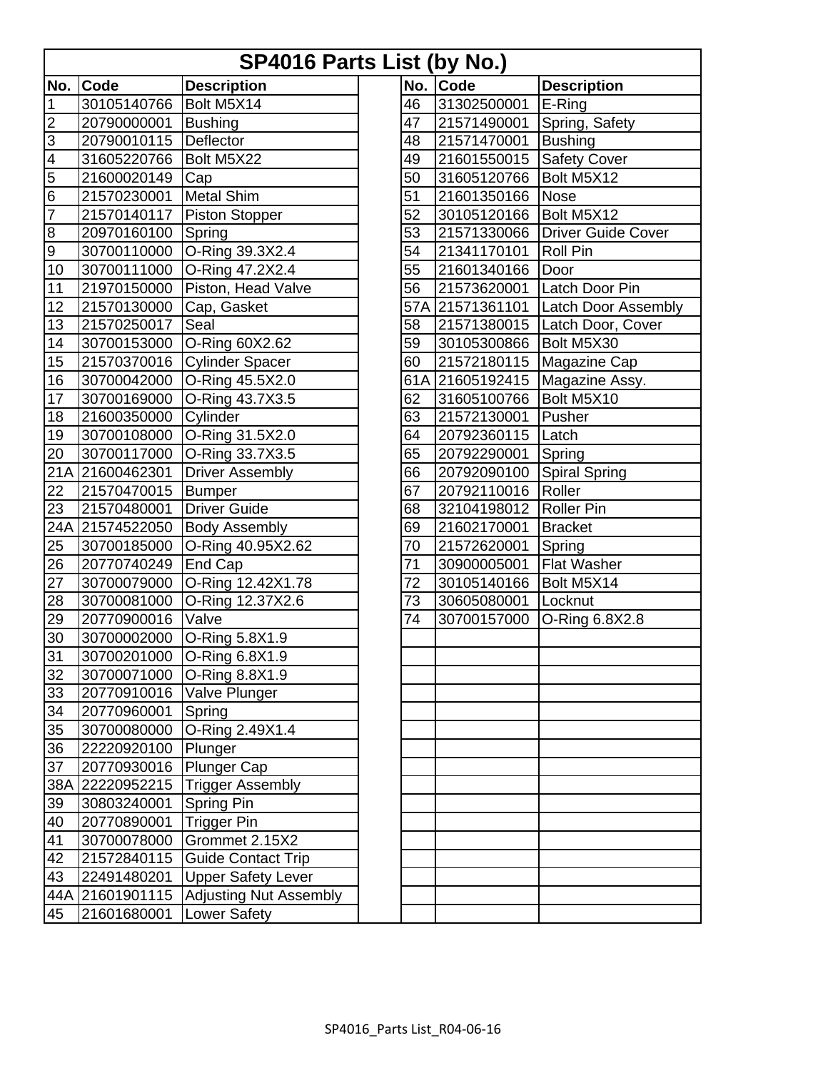# SP4016 Parts List (by No.)

| No. | Code | Description | | No. | Code | Description |
|---|---|---|---|---|---|---|
| 1 | 30105140766 | Bolt M5X14 | | 46 | 31302500001 | E-Ring |
| 2 | 20790000001 | Bushing | | 47 | 21571490001 | Spring, Safety |
| 3 | 20790010115 | Deflector | | 48 | 21571470001 | Bushing |
| 4 | 31605220766 | Bolt M5X22 | | 49 | 21601550015 | Safety Cover |
| 5 | 21600020149 | Cap | | 50 | 31605120766 | Bolt M5X12 |
| 6 | 21570230001 | Metal Shim | | 51 | 21601350166 | Nose |
| 7 | 21570140117 | Piston Stopper | | 52 | 30105120166 | Bolt M5X12 |
| 8 | 20970160100 | Spring | | 53 | 21571330066 | Driver Guide Cover |
| 9 | 30700110000 | O-Ring 39.3X2.4 | | 54 | 21341170101 | Roll Pin |
| 10 | 30700111000 | O-Ring 47.2X2.4 | | 55 | 21601340166 | Door |
| 11 | 21970150000 | Piston, Head Valve | | 56 | 21573620001 | Latch Door Pin |
| 12 | 21570130000 | Cap, Gasket | | 57A | 21571361101 | Latch Door Assembly |
| 13 | 21570250017 | Seal | | 58 | 21571380015 | Latch Door, Cover |
| 14 | 30700153000 | O-Ring 60X2.62 | | 59 | 30105300866 | Bolt M5X30 |
| 15 | 21570370016 | Cylinder Spacer | | 60 | 21572180115 | Magazine Cap |
| 16 | 30700042000 | O-Ring 45.5X2.0 | | 61A | 21605192415 | Magazine Assy. |
| 17 | 30700169000 | O-Ring 43.7X3.5 | | 62 | 31605100766 | Bolt M5X10 |
| 18 | 21600350000 | Cylinder | | 63 | 21572130001 | Pusher |
| 19 | 30700108000 | O-Ring 31.5X2.0 | | 64 | 20792360115 | Latch |
| 20 | 30700117000 | O-Ring 33.7X3.5 | | 65 | 20792290001 | Spring |
| 21A | 21600462301 | Driver Assembly | | 66 | 20792090100 | Spiral Spring |
| 22 | 21570470015 | Bumper | | 67 | 20792110016 | Roller |
| 23 | 21570480001 | Driver Guide | | 68 | 32104198012 | Roller Pin |
| 24A | 21574522050 | Body Assembly | | 69 | 21602170001 | Bracket |
| 25 | 30700185000 | O-Ring 40.95X2.62 | | 70 | 21572620001 | Spring |
| 26 | 20770740249 | End Cap | | 71 | 30900005001 | Flat Washer |
| 27 | 30700079000 | O-Ring 12.42X1.78 | | 72 | 30105140166 | Bolt M5X14 |
| 28 | 30700081000 | O-Ring 12.37X2.6 | | 73 | 30605080001 | Locknut |
| 29 | 20770900016 | Valve | | 74 | 30700157000 | O-Ring 6.8X2.8 |
| 30 | 30700002000 | O-Ring 5.8X1.9 | | | | |
| 31 | 30700201000 | O-Ring 6.8X1.9 | | | | |
| 32 | 30700071000 | O-Ring 8.8X1.9 | | | | |
| 33 | 20770910016 | Valve Plunger | | | | |
| 34 | 20770960001 | Spring | | | | |
| 35 | 30700080000 | O-Ring 2.49X1.4 | | | | |
| 36 | 22220920100 | Plunger | | | | |
| 37 | 20770930016 | Plunger Cap | | | | |
| 38A | 22220952215 | Trigger Assembly | | | | |
| 39 | 30803240001 | Spring Pin | | | | |
| 40 | 20770890001 | Trigger Pin | | | | |
| 41 | 30700078000 | Grommet 2.15X2 | | | | |
| 42 | 21572840115 | Guide Contact Trip | | | | |
| 43 | 22491480201 | Upper Safety Lever | | | | |
| 44A | 21601901115 | Adjusting Nut Assembly | | | | |
| 45 | 21601680001 | Lower Safety | | | | |

SP4016_Parts List_R04-06-16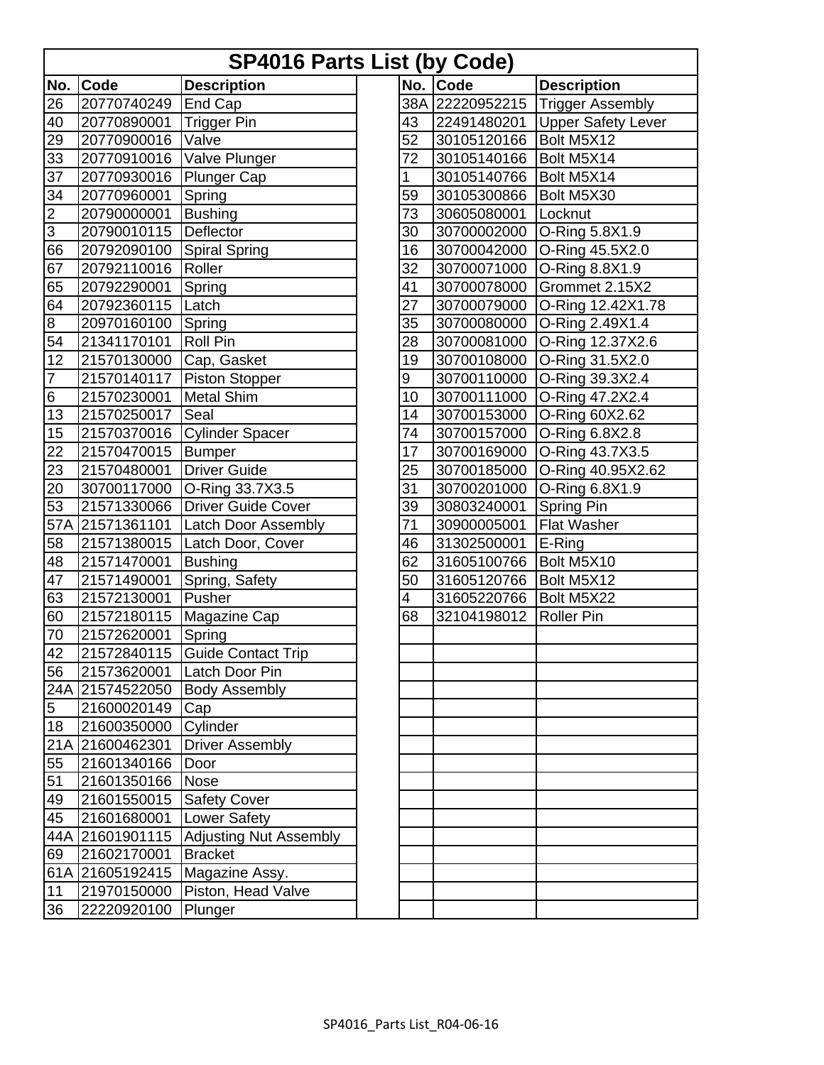# SP4016 Parts List (by Code)

| No. | Code | Description | | No. | Code | Description |
|---|---|---|---|---|---|---|
| 26 | 20770740249 | End Cap | | 38A | 22220952215 | Trigger Assembly |
| 40 | 20770890001 | Trigger Pin | | 43 | 22491480201 | Upper Safety Lever |
| 29 | 20770900016 | Valve | | 52 | 30105120166 | Bolt M5X12 |
| 33 | 20770910016 | Valve Plunger | | 72 | 30105140166 | Bolt M5X14 |
| 37 | 20770930016 | Plunger Cap | | 1 | 30105140766 | Bolt M5X14 |
| 34 | 20770960001 | Spring | | 59 | 30105300866 | Bolt M5X30 |
| 2 | 20790000001 | Bushing | | 73 | 30605080001 | Locknut |
| 3 | 20790010115 | Deflector | | 30 | 30700002000 | O-Ring 5.8X1.9 |
| 66 | 20792090100 | Spiral Spring | | 16 | 30700042000 | O-Ring 45.5X2.0 |
| 67 | 20792110016 | Roller | | 32 | 30700071000 | O-Ring 8.8X1.9 |
| 65 | 20792290001 | Spring | | 41 | 30700078000 | Grommet 2.15X2 |
| 64 | 20792360115 | Latch | | 27 | 30700079000 | O-Ring 12.42X1.78 |
| 8 | 20970160100 | Spring | | 35 | 30700080000 | O-Ring 2.49X1.4 |
| 54 | 21341170101 | Roll Pin | | 28 | 30700081000 | O-Ring 12.37X2.6 |
| 12 | 21570130000 | Cap, Gasket | | 19 | 30700108000 | O-Ring 31.5X2.0 |
| 7 | 21570140117 | Piston Stopper | | 9 | 30700110000 | O-Ring 39.3X2.4 |
| 6 | 21570230001 | Metal Shim | | 10 | 30700111000 | O-Ring 47.2X2.4 |
| 13 | 21570250017 | Seal | | 14 | 30700153000 | O-Ring 60X2.62 |
| 15 | 21570370016 | Cylinder Spacer | | 74 | 30700157000 | O-Ring 6.8X2.8 |
| 22 | 21570470015 | Bumper | | 17 | 30700169000 | O-Ring 43.7X3.5 |
| 23 | 21570480001 | Driver Guide | | 25 | 30700185000 | O-Ring 40.95X2.62 |
| 20 | 30700117000 | O-Ring 33.7X3.5 | | 31 | 30700201000 | O-Ring 6.8X1.9 |
| 53 | 21571330066 | Driver Guide Cover | | 39 | 30803240001 | Spring Pin |
| 57A | 21571361101 | Latch Door Assembly | | 71 | 30900005001 | Flat Washer |
| 58 | 21571380015 | Latch Door, Cover | | 46 | 31302500001 | E-Ring |
| 48 | 21571470001 | Bushing | | 62 | 31605100766 | Bolt M5X10 |
| 47 | 21571490001 | Spring, Safety | | 50 | 31605120766 | Bolt M5X12 |
| 63 | 21572130001 | Pusher | | 4 | 31605220766 | Bolt M5X22 |
| 60 | 21572180115 | Magazine Cap | | 68 | 32104198012 | Roller Pin |
| 70 | 21572620001 | Spring | | | | |
| 42 | 21572840115 | Guide Contact Trip | | | | |
| 56 | 21573620001 | Latch Door Pin | | | | |
| 24A | 21574522050 | Body Assembly | | | | |
| 5 | 21600020149 | Cap | | | | |
| 18 | 21600350000 | Cylinder | | | | |
| 21A | 21600462301 | Driver Assembly | | | | |
| 55 | 21601340166 | Door | | | | |
| 51 | 21601350166 | Nose | | | | |
| 49 | 21601550015 | Safety Cover | | | | |
| 45 | 21601680001 | Lower Safety | | | | |
| 44A | 21601901115 | Adjusting Nut Assembly | | | | |
| 69 | 21602170001 | Bracket | | | | |
| 61A | 21605192415 | Magazine Assy. | | | | |
| 11 | 21970150000 | Piston, Head Valve | | | | |
| 36 | 22220920100 | Plunger | | | | |

SP4016_Parts List_R04-06-16